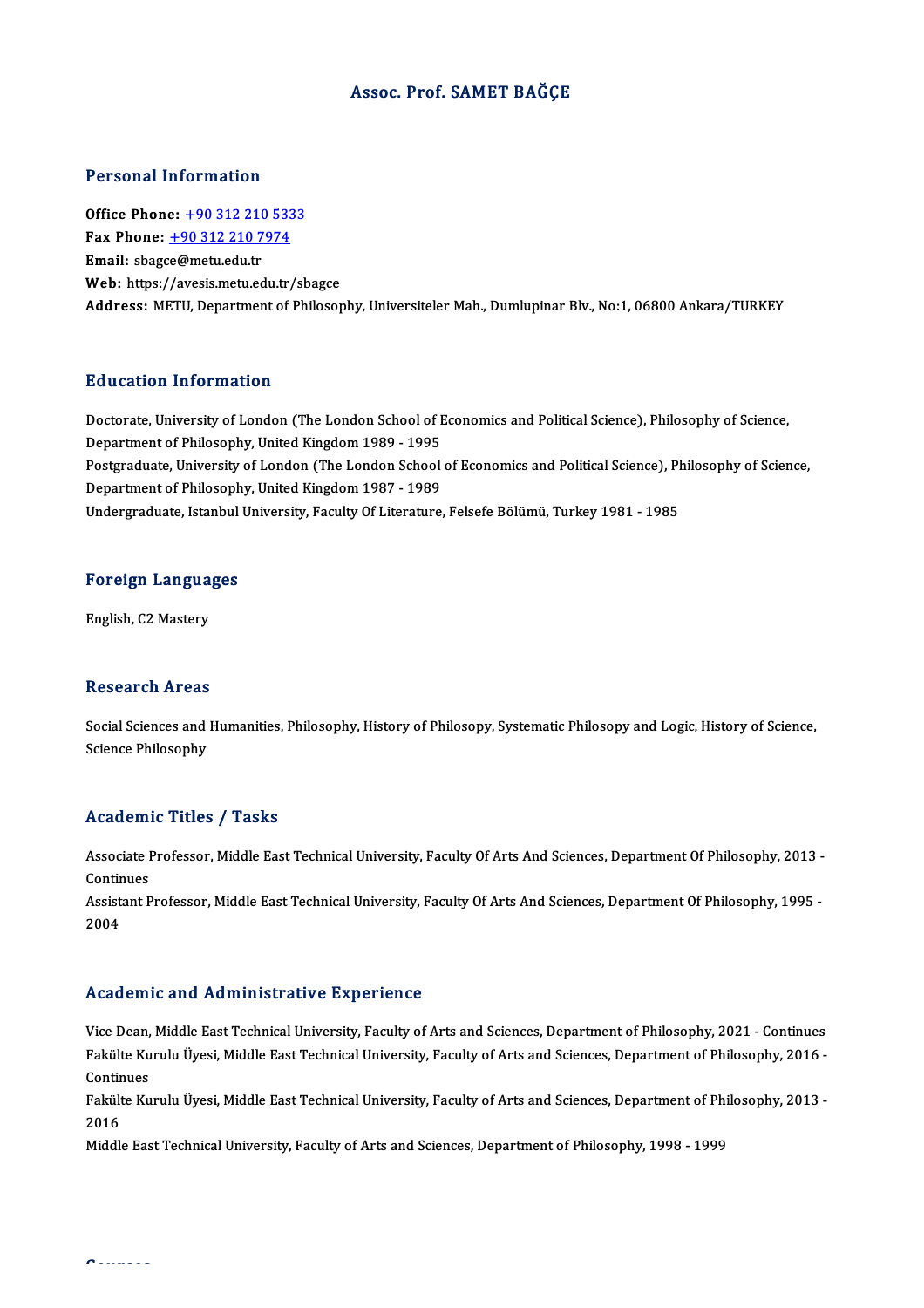# Assoc. Prof. SAMET BAĞÇE

## Personal Information

**Office Phone:** +90 312 210 5333
**Fax Phone:** +90 312 210 7974
**Email:** sbagce@metu.edu.tr
**Web:** https://avesis.metu.edu.tr/sbagce
**Address:** METU, Department of Philosophy, Universiteler Mah., Dumlupinar Blv., No:1, 06800 Ankara/TURKEY

## Education Information

Doctorate, University of London (The London School of Economics and Political Science), Philosophy of Science, Department of Philosophy, United Kingdom 1989 - 1995
Postgraduate, University of London (The London School of Economics and Political Science), Philosophy of Science, Department of Philosophy, United Kingdom 1987 - 1989
Undergraduate, Istanbul University, Faculty Of Literature, Felsefe Bölümü, Turkey 1981 - 1985

## Foreign Languages

English, C2 Mastery

## Research Areas

Social Sciences and Humanities, Philosophy, History of Philosopy, Systematic Philosopy and Logic, History of Science, Science Philosophy

## Academic Titles / Tasks

Associate Professor, Middle East Technical University, Faculty Of Arts And Sciences, Department Of Philosophy, 2013 - Continues
Assistant Professor, Middle East Technical University, Faculty Of Arts And Sciences, Department Of Philosophy, 1995 - 2004

## Academic and Administrative Experience

Vice Dean, Middle East Technical University, Faculty of Arts and Sciences, Department of Philosophy, 2021 - Continues
Fakülte Kurulu Üyesi, Middle East Technical University, Faculty of Arts and Sciences, Department of Philosophy, 2016 - Continues
Fakülte Kurulu Üyesi, Middle East Technical University, Faculty of Arts and Sciences, Department of Philosophy, 2013 - 2016
Middle East Technical University, Faculty of Arts and Sciences, Department of Philosophy, 1998 - 1999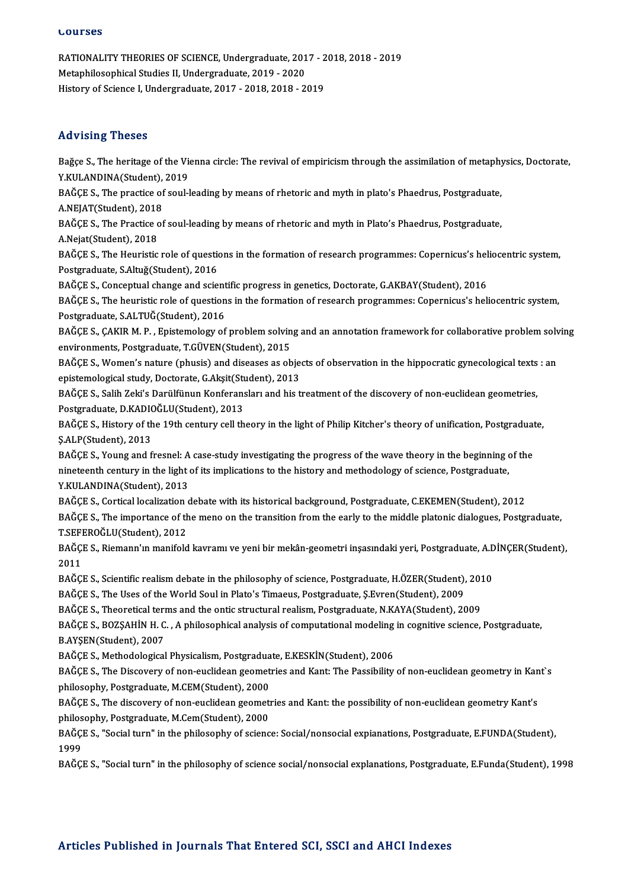## Courses

RATIONALITY THEORIES OF SCIENCE, Undergraduate, 2017 - 2018, 2018 - 2019
Metaphilosophical Studies II, Undergraduate, 2019 - 2020
History of Science I, Undergraduate, 2017 - 2018, 2018 - 2019

## Advising Theses

Bağçe S., The heritage of the Vienna circle: The revival of empiricism through the assimilation of metaphysics, Doctorate, Y.KULANDINA(Student), 2019
BAĞÇE S., The practice of soul-leading by means of rhetoric and myth in plato's Phaedrus, Postgraduate, A.NEJAT(Student), 2018
BAĞÇE S., The Practice of soul-leading by means of rhetoric and myth in Plato's Phaedrus, Postgraduate, A.Nejat(Student), 2018
BAĞÇE S., The Heuristic role of questions in the formation of research programmes: Copernicus's heliocentric system, Postgraduate, S.Altuğ(Student), 2016
BAĞÇE S., Conceptual change and scientific progress in genetics, Doctorate, G.AKBAY(Student), 2016
BAĞÇE S., The heuristic role of questions in the formation of research programmes: Copernicus's heliocentric system, Postgraduate, S.ALTUĞ(Student), 2016
BAĞÇE S., ÇAKIR M. P. , Epistemology of problem solving and an annotation framework for collaborative problem solving environments, Postgraduate, T.GÜVEN(Student), 2015
BAĞÇE S., Women's nature (phusis) and diseases as objects of observation in the hippocratic gynecological texts : an epistemological study, Doctorate, G.Akşit(Student), 2013
BAĞÇE S., Salih Zeki's Darülfünun Konferansları and his treatment of the discovery of non-euclidean geometries, Postgraduate, D.KADIOĞLU(Student), 2013
BAĞÇE S., History of the 19th century cell theory in the light of Philip Kitcher's theory of unification, Postgraduate, Ş.ALP(Student), 2013
BAĞÇE S., Young and fresnel: A case-study investigating the progress of the wave theory in the beginning of the nineteenth century in the light of its implications to the history and methodology of science, Postgraduate, Y.KULANDINA(Student), 2013
BAĞÇE S., Cortical localization debate with its historical background, Postgraduate, C.EKEMEN(Student), 2012
BAĞÇE S., The importance of the meno on the transition from the early to the middle platonic dialogues, Postgraduate, T.SEFEROĞLU(Student), 2012
BAĞÇE S., Riemann'ın manifold kavramı ve yeni bir mekân-geometri inşasındaki yeri, Postgraduate, A.DİNÇER(Student), 2011
BAĞÇE S., Scientific realism debate in the philosophy of science, Postgraduate, H.ÖZER(Student), 2010
BAĞÇE S., The Uses of the World Soul in Plato's Timaeus, Postgraduate, Ş.Evren(Student), 2009
BAĞÇE S., Theoretical terms and the ontic structural realism, Postgraduate, N.KAYA(Student), 2009
BAĞÇE S., BOZŞAHİN H. C. , A philosophical analysis of computational modeling in cognitive science, Postgraduate, B.AYŞEN(Student), 2007
BAĞÇE S., Methodological Physicalism, Postgraduate, E.KESKİN(Student), 2006
BAĞÇE S., The Discovery of non-euclidean geometries and Kant: The Passibility of non-euclidean geometry in Kant`s philosophy, Postgraduate, M.CEM(Student), 2000
BAĞÇE S., The discovery of non-euclidean geometries and Kant: the possibility of non-euclidean geometry Kant's philosophy, Postgraduate, M.Cem(Student), 2000
BAĞÇE S., "Social turn" in the philosophy of science: Social/nonsocial expianations, Postgraduate, E.FUNDA(Student), 1999
BAĞÇE S., "Social turn" in the philosophy of science social/nonsocial explanations, Postgraduate, E.Funda(Student), 1998

## Articles Published in Journals That Entered SCI, SSCI and AHCI Indexes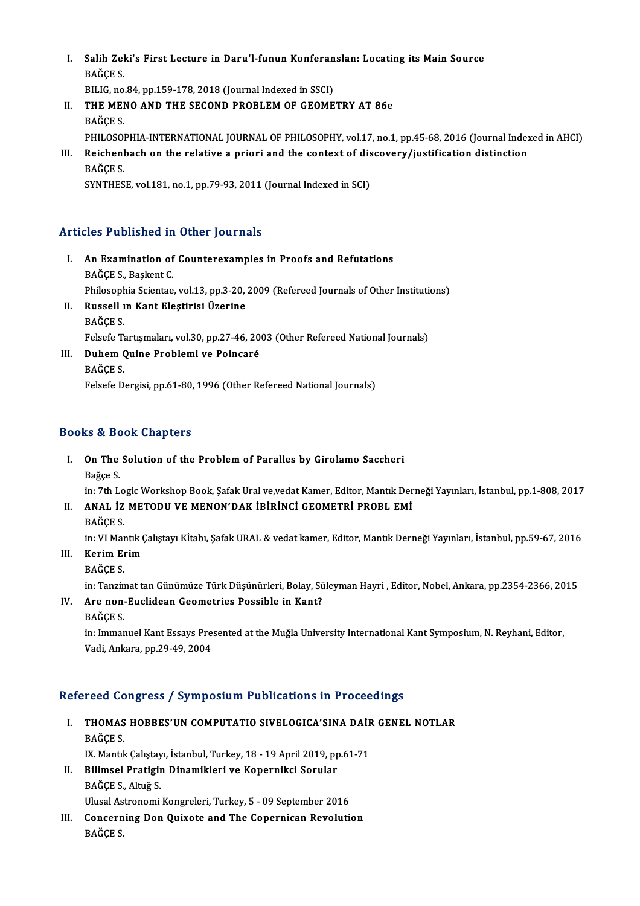I. **Salih Zeki's First Lecture in Daru'l-funun Konferanslan: Locating its Main Source**
   BAĞÇE S.
   BILIG, no.84, pp.159-178, 2018 (Journal Indexed in SSCI)
II. **THE MENO AND THE SECOND PROBLEM OF GEOMETRY AT 86e**
   BAĞÇE S.
   PHILOSOPHIA-INTERNATIONAL JOURNAL OF PHILOSOPHY, vol.17, no.1, pp.45-68, 2016 (Journal Indexed in AHCI)
III. **Reichenbach on the relative a priori and the context of discovery/justification distinction**
   BAĞÇE S.
   SYNTHESE, vol.181, no.1, pp.79-93, 2011 (Journal Indexed in SCI)

## Articles Published in Other Journals

I. **An Examination of Counterexamples in Proofs and Refutations**
   BAĞÇE S., Başkent C.
   Philosophia Scientae, vol.13, pp.3-20, 2009 (Refereed Journals of Other Institutions)
II. **Russell ın Kant Eleştirisi Üzerine**
   BAĞÇE S.
   Felsefe Tartışmaları, vol.30, pp.27-46, 2003 (Other Refereed National Journals)
III. **Duhem Quine Problemi ve Poincaré**
   BAĞÇE S.
   Felsefe Dergisi, pp.61-80, 1996 (Other Refereed National Journals)

## Books & Book Chapters

I. **On The Solution of the Problem of Paralles by Girolamo Saccheri**
   Bağçe S.
   in: 7th Logic Workshop Book, Şafak Ural ve,vedat Kamer, Editor, Mantık Derneği Yayınları, İstanbul, pp.1-808, 2017
II. **ANAL İZ METODU VE MENON'DAK İBİRİNCİ GEOMETRİ PROBL EMİ**
   BAĞÇE S.
   in: VI Mantık Çalıştayı KİtabI, Şafak URAL & vedat kamer, Editor, Mantık Derneği Yayınları, İstanbul, pp.59-67, 2016
III. **Kerim Erim**
   BAĞÇE S.
   in: Tanzimat tan Günümüze Türk Düşünürleri, Bolay, Süleyman Hayri , Editor, Nobel, Ankara, pp.2354-2366, 2015
IV. **Are non-Euclidean Geometries Possible in Kant?**
   BAĞÇE S.
   in: Immanuel Kant Essays Presented at the Muğla University International Kant Symposium, N. Reyhani, Editor, Vadi, Ankara, pp.29-49, 2004

## Refereed Congress / Symposium Publications in Proceedings

I. **THOMAS HOBBES'UN COMPUTATIO SIVELOGICA'SINA DAİR GENEL NOTLAR**
   BAĞÇE S.
   IX. Mantık Çalıştayı, İstanbul, Turkey, 18 - 19 April 2019, pp.61-71
II. **Bilimsel Pratigin Dinamikleri ve Kopernikci Sorular**
   BAĞÇE S., Altuğ S.
   Ulusal Astronomi Kongreleri, Turkey, 5 - 09 September 2016
III. **Concerning Don Quixote and The Copernican Revolution**
   BAĞÇE S.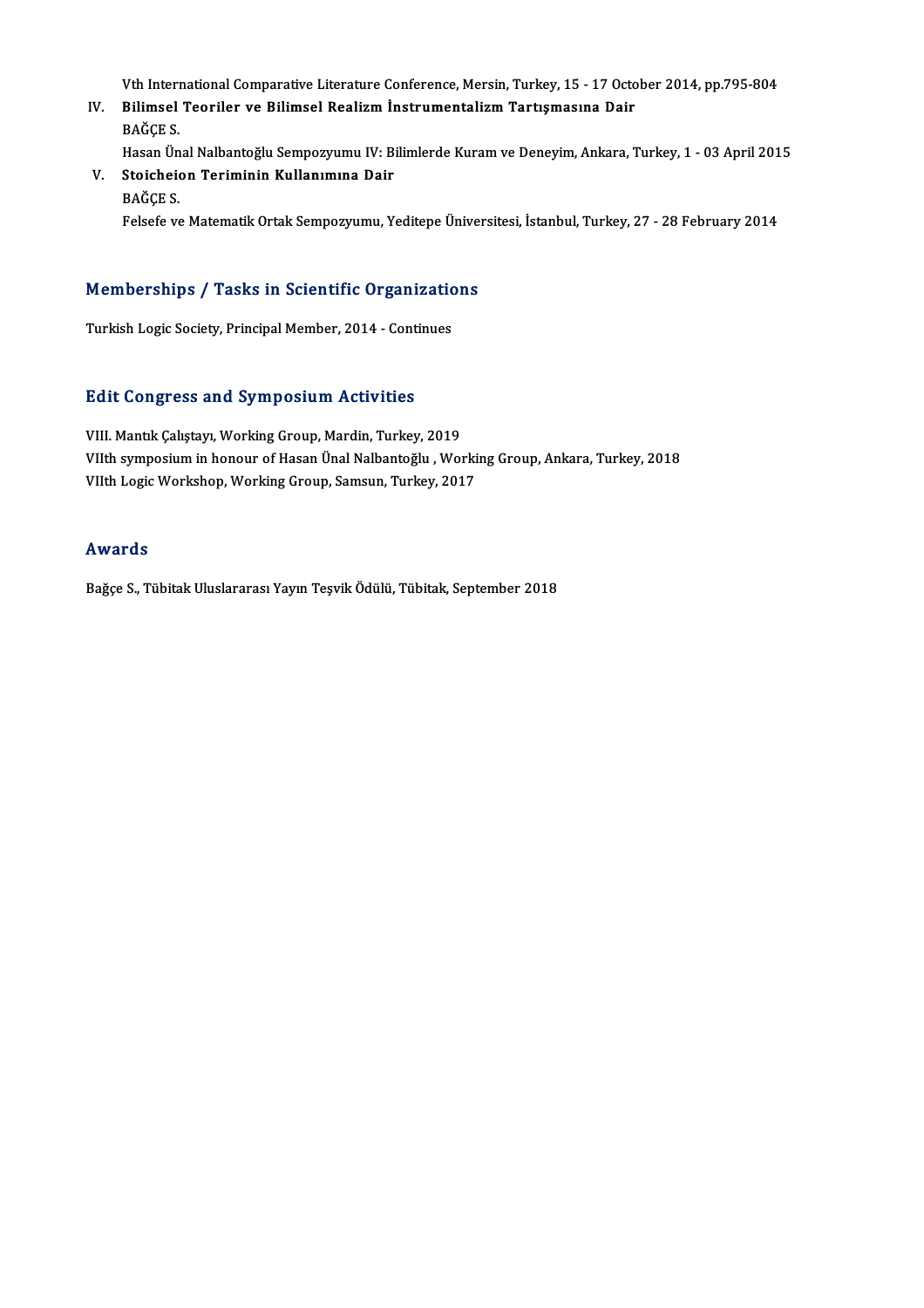Vth International Comparative Literature Conference, Mersin, Turkey, 15 - 17 October 2014, pp.795-804

IV. **Bilimsel Teoriler ve Bilimsel Realizm İnstrumentalizm Tartışmasına Dair**
BAĞÇE S.
Hasan Ünal Nalbantoğlu Sempozyumu IV: Bilimlerde Kuram ve Deneyim, Ankara, Turkey, 1 - 03 April 2015

V. **Stoicheion Teriminin Kullanımına Dair**
BAĞÇE S.
Felsefe ve Matematik Ortak Sempozyumu, Yeditepe Üniversitesi, İstanbul, Turkey, 27 - 28 February 2014

## Memberships / Tasks in Scientific Organizations

Turkish Logic Society, Principal Member, 2014 - Continues

## Edit Congress and Symposium Activities

VIII. Mantık Çalıştayı, Working Group, Mardin, Turkey, 2019
VIIth symposium in honour of Hasan Ünal Nalbantoğlu , Working Group, Ankara, Turkey, 2018
VIIth Logic Workshop, Working Group, Samsun, Turkey, 2017

## Awards

Bağçe S., Tübitak Uluslararası Yayın Teşvik Ödülü, Tübitak, September 2018